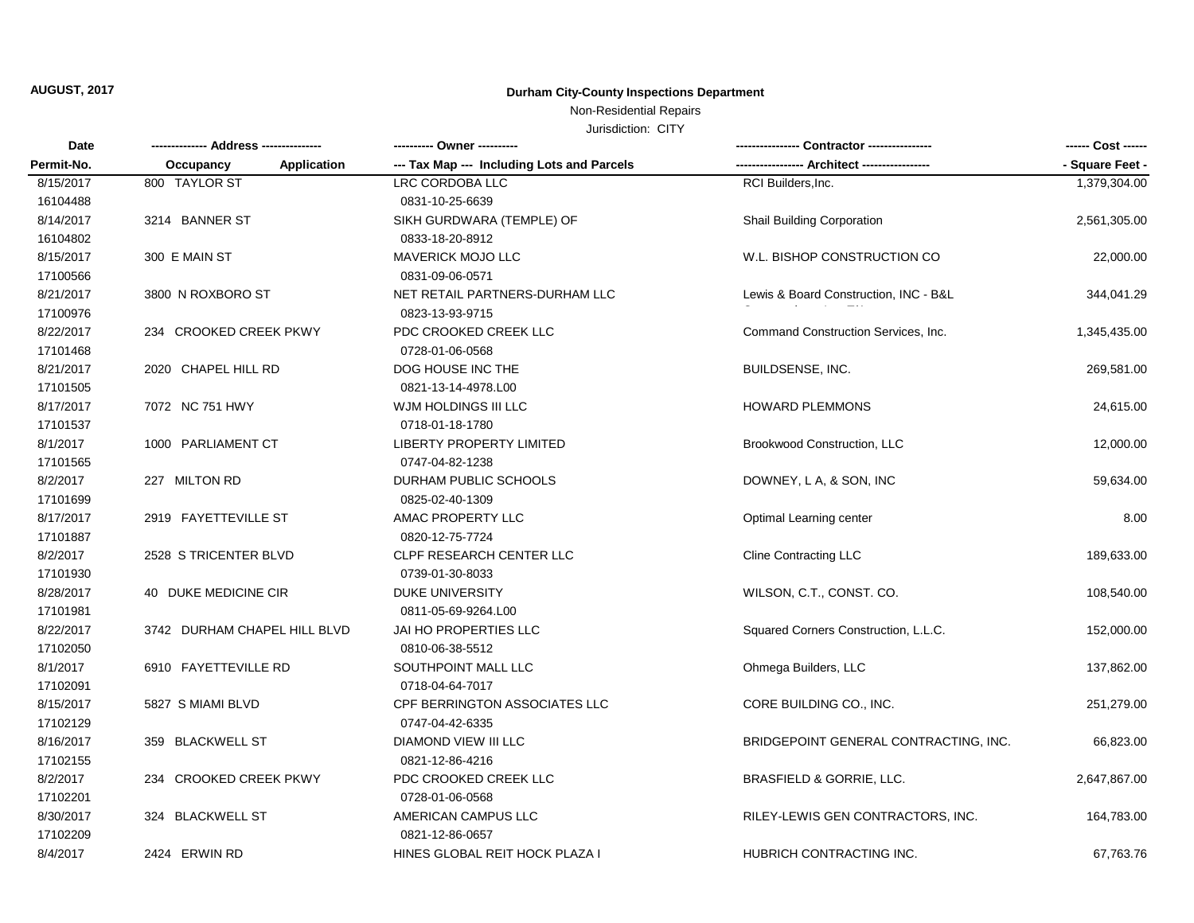**AUGUST, 2017**

**Durham City-County Inspections Department**

Non-Residential Repairs

Jurisdiction: CITY

| Date<br>Permit-No. | ------------- Address --------------<br>Occupancy Application | ---------- Owner ----------<br>--- Tax Map --- Including Lots and Parcels | ---------------- Contractor ----------------<br>----------------- Architect ----------------- | ------ Cost ------<br>- Square Feet - |
|---|---|---|---|---|
| 8/15/2017<br>16104488 | 800 TAYLOR ST | LRC CORDOBA LLC<br>0831-10-25-6639 | RCI Builders,Inc. | 1,379,304.00 |
| 8/14/2017<br>16104802 | 3214 BANNER ST | SIKH GURDWARA (TEMPLE) OF<br>0833-18-20-8912 | Shail Building Corporation | 2,561,305.00 |
| 8/15/2017<br>17100566 | 300 E MAIN ST | MAVERICK MOJO LLC<br>0831-09-06-0571 | W.L. BISHOP CONSTRUCTION CO | 22,000.00 |
| 8/21/2017<br>17100976 | 3800 N ROXBORO ST | NET RETAIL PARTNERS-DURHAM LLC<br>0823-13-93-9715 | Lewis & Board Construction, INC - B&L | 344,041.29 |
| 8/22/2017<br>17101468 | 234 CROOKED CREEK PKWY | PDC CROOKED CREEK LLC<br>0728-01-06-0568 | Command Construction Services, Inc. | 1,345,435.00 |
| 8/21/2017<br>17101505 | 2020 CHAPEL HILL RD | DOG HOUSE INC THE<br>0821-13-14-4978.L00 | BUILDSENSE, INC. | 269,581.00 |
| 8/17/2017<br>17101537 | 7072 NC 751 HWY | WJM HOLDINGS III LLC<br>0718-01-18-1780 | HOWARD PLEMMONS | 24,615.00 |
| 8/1/2017<br>17101565 | 1000 PARLIAMENT CT | LIBERTY PROPERTY LIMITED<br>0747-04-82-1238 | Brookwood Construction, LLC | 12,000.00 |
| 8/2/2017<br>17101699 | 227 MILTON RD | DURHAM PUBLIC SCHOOLS<br>0825-02-40-1309 | DOWNEY, L A, & SON, INC | 59,634.00 |
| 8/17/2017<br>17101887 | 2919 FAYETTEVILLE ST | AMAC PROPERTY LLC<br>0820-12-75-7724 | Optimal Learning center | 8.00 |
| 8/2/2017<br>17101930 | 2528 S TRICENTER BLVD | CLPF RESEARCH CENTER LLC<br>0739-01-30-8033 | Cline Contracting LLC | 189,633.00 |
| 8/28/2017<br>17101981 | 40 DUKE MEDICINE CIR | DUKE UNIVERSITY<br>0811-05-69-9264.L00 | WILSON, C.T., CONST. CO. | 108,540.00 |
| 8/22/2017<br>17102050 | 3742 DURHAM CHAPEL HILL BLVD | JAI HO PROPERTIES LLC<br>0810-06-38-5512 | Squared Corners Construction, L.L.C. | 152,000.00 |
| 8/1/2017<br>17102091 | 6910 FAYETTEVILLE RD | SOUTHPOINT MALL LLC<br>0718-04-64-7017 | Ohmega Builders, LLC | 137,862.00 |
| 8/15/2017<br>17102129 | 5827 S MIAMI BLVD | CPF BERRINGTON ASSOCIATES LLC<br>0747-04-42-6335 | CORE BUILDING CO., INC. | 251,279.00 |
| 8/16/2017<br>17102155 | 359 BLACKWELL ST | DIAMOND VIEW III LLC<br>0821-12-86-4216 | BRIDGEPOINT GENERAL CONTRACTING, INC. | 66,823.00 |
| 8/2/2017<br>17102201 | 234 CROOKED CREEK PKWY | PDC CROOKED CREEK LLC<br>0728-01-06-0568 | BRASFIELD & GORRIE, LLC. | 2,647,867.00 |
| 8/30/2017<br>17102209 | 324 BLACKWELL ST | AMERICAN CAMPUS LLC<br>0821-12-86-0657 | RILEY-LEWIS GEN CONTRACTORS, INC. | 164,783.00 |
| 8/4/2017 | 2424 ERWIN RD | HINES GLOBAL REIT HOCK PLAZA I | HUBRICH CONTRACTING INC. | 67,763.76 |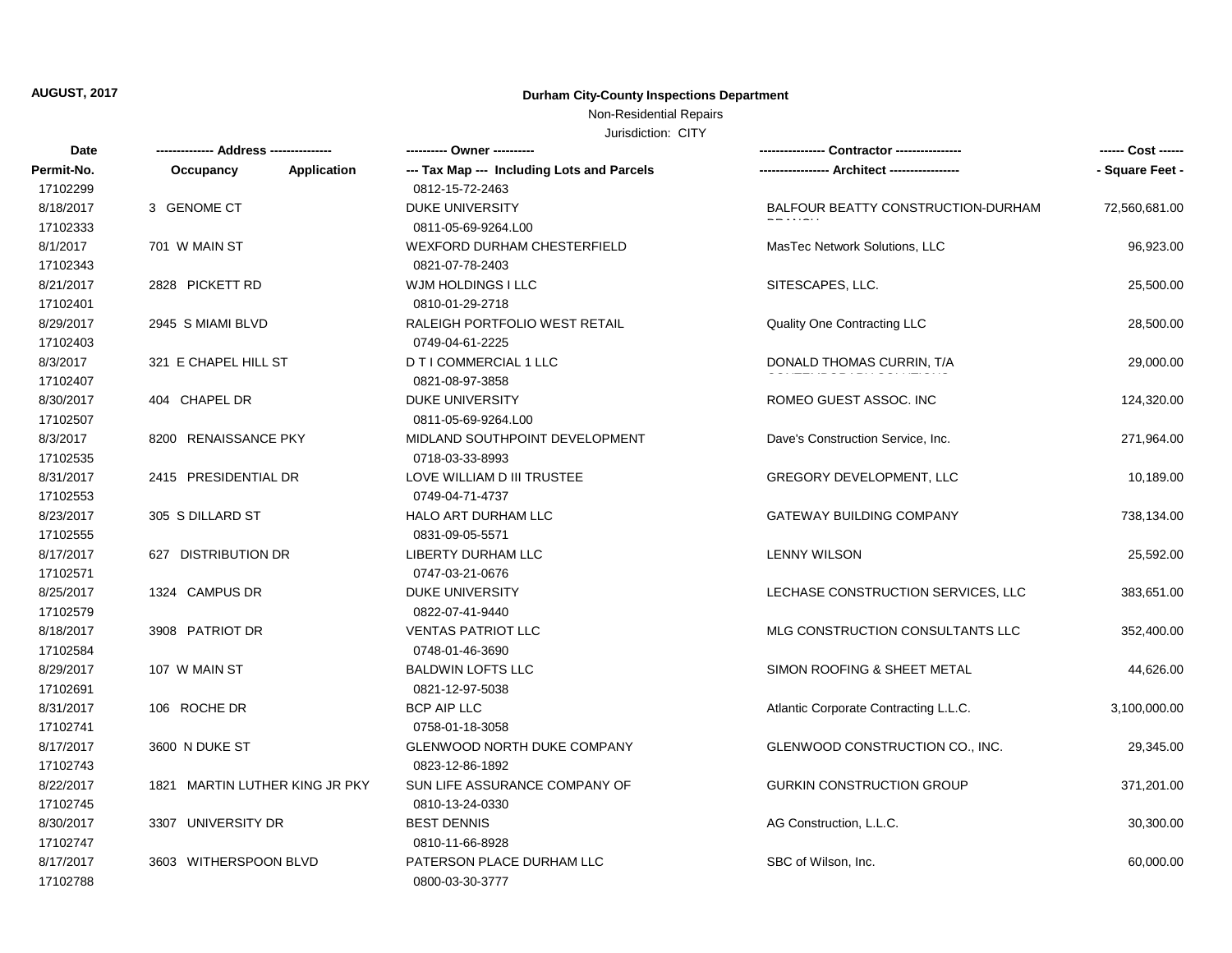**AUGUST, 2017**

# Durham City-County Inspections Department

## Non-Residential Repairs

Jurisdiction: CITY

| Date<br>Permit-No. | ------------- Address -------------<br>Occupancy Application | ---------- Owner ----------<br>--- Tax Map --- Including Lots and Parcels | ---------------- Contractor ----------------<br>----------------- Architect ----------------- | ------ Cost ------<br>- Square Feet - |
|---|---|---|---|---|
| 17102299 | | 0812-15-72-2463 | | |
| 8/18/2017 | 3 GENOME CT | DUKE UNIVERSITY | BALFOUR BEATTY CONSTRUCTION-DURHAM | 72,560,681.00 |
| 17102333 | | 0811-05-69-9264.L00 | | |
| 8/1/2017 | 701 W MAIN ST | WEXFORD DURHAM CHESTERFIELD | MasTec Network Solutions, LLC | 96,923.00 |
| 17102343 | | 0821-07-78-2403 | | |
| 8/21/2017 | 2828 PICKETT RD | WJM HOLDINGS I LLC | SITESCAPES, LLC. | 25,500.00 |
| 17102401 | | 0810-01-29-2718 | | |
| 8/29/2017 | 2945 S MIAMI BLVD | RALEIGH PORTFOLIO WEST RETAIL | Quality One Contracting LLC | 28,500.00 |
| 17102403 | | 0749-04-61-2225 | | |
| 8/3/2017 | 321 E CHAPEL HILL ST | D T I COMMERCIAL 1 LLC | DONALD THOMAS CURRIN, T/A | 29,000.00 |
| 17102407 | | 0821-08-97-3858 | | |
| 8/30/2017 | 404 CHAPEL DR | DUKE UNIVERSITY | ROMEO GUEST ASSOC. INC | 124,320.00 |
| 17102507 | | 0811-05-69-9264.L00 | | |
| 8/3/2017 | 8200 RENAISSANCE PKY | MIDLAND SOUTHPOINT DEVELOPMENT | Dave's Construction Service, Inc. | 271,964.00 |
| 17102535 | | 0718-03-33-8993 | | |
| 8/31/2017 | 2415 PRESIDENTIAL DR | LOVE WILLIAM D III TRUSTEE | GREGORY DEVELOPMENT, LLC | 10,189.00 |
| 17102553 | | 0749-04-71-4737 | | |
| 8/23/2017 | 305 S DILLARD ST | HALO ART DURHAM LLC | GATEWAY BUILDING COMPANY | 738,134.00 |
| 17102555 | | 0831-09-05-5571 | | |
| 8/17/2017 | 627 DISTRIBUTION DR | LIBERTY DURHAM LLC | LENNY WILSON | 25,592.00 |
| 17102571 | | 0747-03-21-0676 | | |
| 8/25/2017 | 1324 CAMPUS DR | DUKE UNIVERSITY | LECHASE CONSTRUCTION SERVICES, LLC | 383,651.00 |
| 17102579 | | 0822-07-41-9440 | | |
| 8/18/2017 | 3908 PATRIOT DR | VENTAS PATRIOT LLC | MLG CONSTRUCTION CONSULTANTS LLC | 352,400.00 |
| 17102584 | | 0748-01-46-3690 | | |
| 8/29/2017 | 107 W MAIN ST | BALDWIN LOFTS LLC | SIMON ROOFING & SHEET METAL | 44,626.00 |
| 17102691 | | 0821-12-97-5038 | | |
| 8/31/2017 | 106 ROCHE DR | BCP AIP LLC | Atlantic Corporate Contracting L.L.C. | 3,100,000.00 |
| 17102741 | | 0758-01-18-3058 | | |
| 8/17/2017 | 3600 N DUKE ST | GLENWOOD NORTH DUKE COMPANY | GLENWOOD CONSTRUCTION CO., INC. | 29,345.00 |
| 17102743 | | 0823-12-86-1892 | | |
| 8/22/2017 | 1821 MARTIN LUTHER KING JR PKY | SUN LIFE ASSURANCE COMPANY OF | GURKIN CONSTRUCTION GROUP | 371,201.00 |
| 17102745 | | 0810-13-24-0330 | | |
| 8/30/2017 | 3307 UNIVERSITY DR | BEST DENNIS | AG Construction, L.L.C. | 30,300.00 |
| 17102747 | | 0810-11-66-8928 | | |
| 8/17/2017 | 3603 WITHERSPOON BLVD | PATERSON PLACE DURHAM LLC | SBC of Wilson, Inc. | 60,000.00 |
| 17102788 | | 0800-03-30-3777 | | |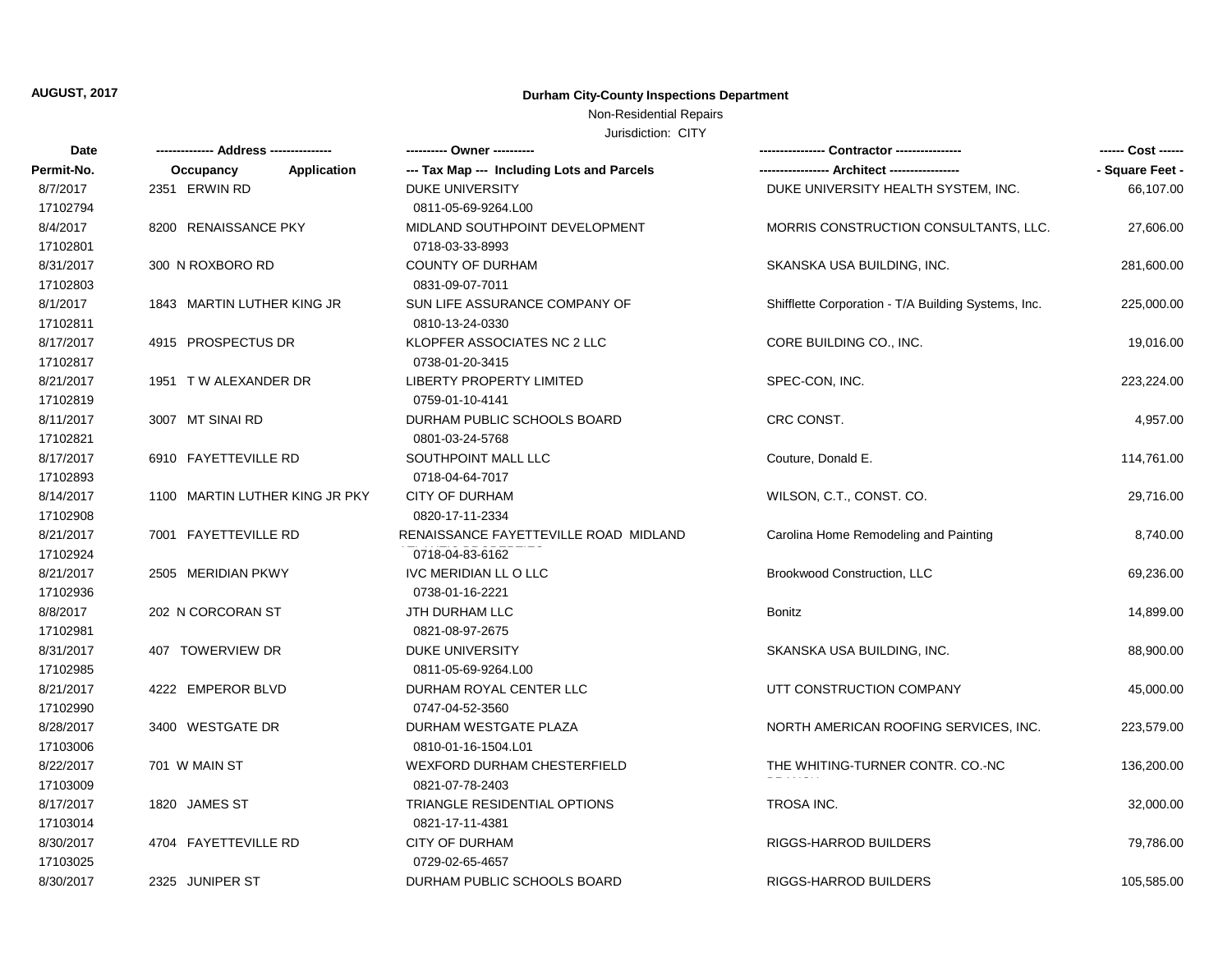**AUGUST, 2017**

**Durham City-County Inspections Department**

Non-Residential Repairs

Jurisdiction: CITY

| Date<br>Permit-No. | ------------- Address --------------<br>Occupancy Application | ---------- Owner ----------<br>--- Tax Map --- Including Lots and Parcels | ---------------- Contractor ----------------<br>----------------- Architect ----------------- | ------ Cost ------<br>- Square Feet - |
|---|---|---|---|---|
| 8/7/2017<br>17102794 | 2351 ERWIN RD | DUKE UNIVERSITY<br>0811-05-69-9264.L00 | DUKE UNIVERSITY HEALTH SYSTEM, INC. | 66,107.00 |
| 8/4/2017<br>17102801 | 8200 RENAISSANCE PKY | MIDLAND SOUTHPOINT DEVELOPMENT<br>0718-03-33-8993 | MORRIS CONSTRUCTION CONSULTANTS, LLC. | 27,606.00 |
| 8/31/2017<br>17102803 | 300 N ROXBORO RD | COUNTY OF DURHAM<br>0831-09-07-7011 | SKANSKA USA BUILDING, INC. | 281,600.00 |
| 8/1/2017<br>17102811 | 1843 MARTIN LUTHER KING JR | SUN LIFE ASSURANCE COMPANY OF<br>0810-13-24-0330 | Shifflette Corporation - T/A Building Systems, Inc. | 225,000.00 |
| 8/17/2017<br>17102817 | 4915 PROSPECTUS DR | KLOPFER ASSOCIATES NC 2 LLC<br>0738-01-20-3415 | CORE BUILDING CO., INC. | 19,016.00 |
| 8/21/2017<br>17102819 | 1951 T W ALEXANDER DR | LIBERTY PROPERTY LIMITED<br>0759-01-10-4141 | SPEC-CON, INC. | 223,224.00 |
| 8/11/2017<br>17102821 | 3007 MT SINAI RD | DURHAM PUBLIC SCHOOLS BOARD<br>0801-03-24-5768 | CRC CONST. | 4,957.00 |
| 8/17/2017<br>17102893 | 6910 FAYETTEVILLE RD | SOUTHPOINT MALL LLC<br>0718-04-64-7017 | Couture, Donald E. | 114,761.00 |
| 8/14/2017<br>17102908 | 1100 MARTIN LUTHER KING JR PKY | CITY OF DURHAM<br>0820-17-11-2334 | WILSON, C.T., CONST. CO. | 29,716.00 |
| 8/21/2017<br>17102924 | 7001 FAYETTEVILLE RD | RENAISSANCE FAYETTEVILLE ROAD MIDLAND<br>0718-04-83-6162 | Carolina Home Remodeling and Painting | 8,740.00 |
| 8/21/2017<br>17102936 | 2505 MERIDIAN PKWY | IVC MERIDIAN LL O LLC<br>0738-01-16-2221 | Brookwood Construction, LLC | 69,236.00 |
| 8/8/2017<br>17102981 | 202 N CORCORAN ST | JTH DURHAM LLC<br>0821-08-97-2675 | Bonitz | 14,899.00 |
| 8/31/2017<br>17102985 | 407 TOWERVIEW DR | DUKE UNIVERSITY<br>0811-05-69-9264.L00 | SKANSKA USA BUILDING, INC. | 88,900.00 |
| 8/21/2017<br>17102990 | 4222 EMPEROR BLVD | DURHAM ROYAL CENTER LLC<br>0747-04-52-3560 | UTT CONSTRUCTION COMPANY | 45,000.00 |
| 8/28/2017<br>17103006 | 3400 WESTGATE DR | DURHAM WESTGATE PLAZA<br>0810-01-16-1504.L01 | NORTH AMERICAN ROOFING SERVICES, INC. | 223,579.00 |
| 8/22/2017<br>17103009 | 701 W MAIN ST | WEXFORD DURHAM CHESTERFIELD<br>0821-07-78-2403 | THE WHITING-TURNER CONTR. CO.-NC | 136,200.00 |
| 8/17/2017<br>17103014 | 1820 JAMES ST | TRIANGLE RESIDENTIAL OPTIONS<br>0821-17-11-4381 | TROSA INC. | 32,000.00 |
| 8/30/2017<br>17103025 | 4704 FAYETTEVILLE RD | CITY OF DURHAM<br>0729-02-65-4657 | RIGGS-HARROD BUILDERS | 79,786.00 |
| 8/30/2017 | 2325 JUNIPER ST | DURHAM PUBLIC SCHOOLS BOARD | RIGGS-HARROD BUILDERS | 105,585.00 |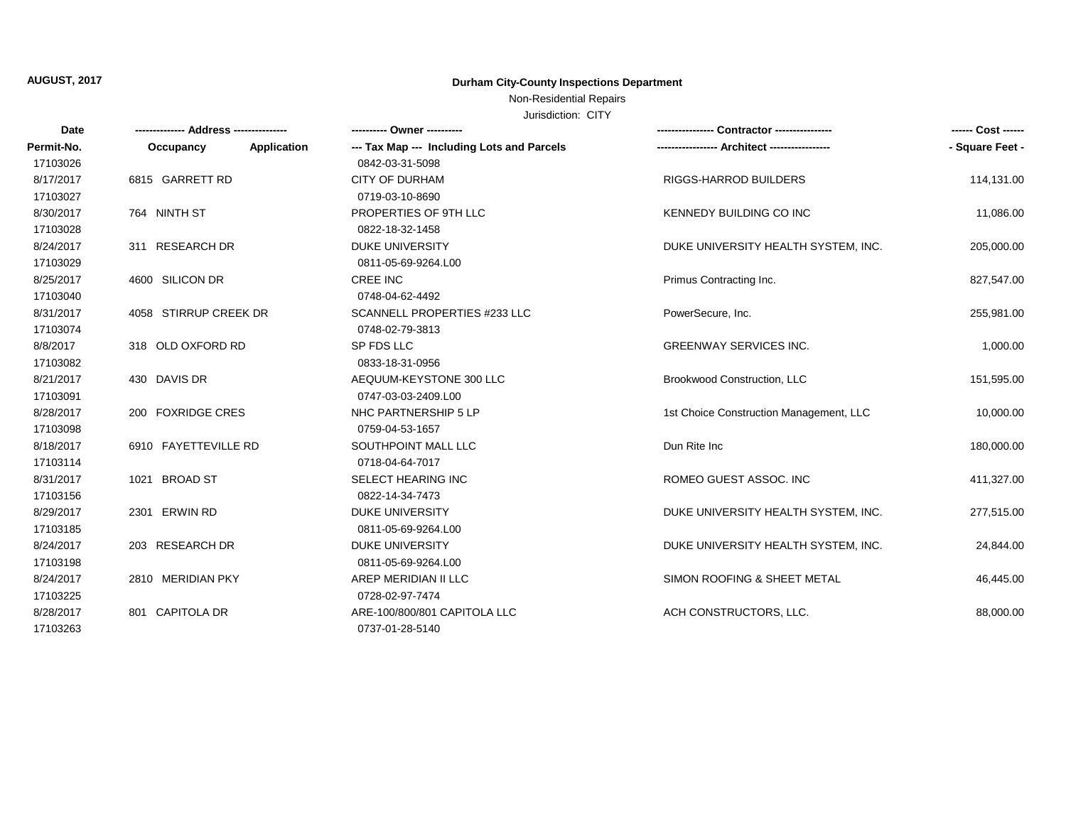**AUGUST, 2017**

**Durham City-County Inspections Department**

Non-Residential Repairs

Jurisdiction: CITY

| Date<br>Permit-No. | ------------- Address --------------<br>Occupancy Application | ---------- Owner ----------<br>--- Tax Map --- Including Lots and Parcels | --------------- Contractor ---------------<br>---------------- Architect ---------------- | ------ Cost ------<br>- Square Feet - |
|---|---|---|---|---|
| 17103026 | | 0842-03-31-5098 | | |
| 8/17/2017 | 6815 GARRETT RD | CITY OF DURHAM | RIGGS-HARROD BUILDERS | 114,131.00 |
| 17103027 | | 0719-03-10-8690 | | |
| 8/30/2017 | 764 NINTH ST | PROPERTIES OF 9TH LLC | KENNEDY BUILDING CO INC | 11,086.00 |
| 17103028 | | 0822-18-32-1458 | | |
| 8/24/2017 | 311 RESEARCH DR | DUKE UNIVERSITY | DUKE UNIVERSITY HEALTH SYSTEM, INC. | 205,000.00 |
| 17103029 | | 0811-05-69-9264.L00 | | |
| 8/25/2017 | 4600 SILICON DR | CREE INC | Primus Contracting Inc. | 827,547.00 |
| 17103040 | | 0748-04-62-4492 | | |
| 8/31/2017 | 4058 STIRRUP CREEK DR | SCANNELL PROPERTIES #233 LLC | PowerSecure, Inc. | 255,981.00 |
| 17103074 | | 0748-02-79-3813 | | |
| 8/8/2017 | 318 OLD OXFORD RD | SP FDS LLC | GREENWAY SERVICES INC. | 1,000.00 |
| 17103082 | | 0833-18-31-0956 | | |
| 8/21/2017 | 430 DAVIS DR | AEQUUM-KEYSTONE 300 LLC | Brookwood Construction, LLC | 151,595.00 |
| 17103091 | | 0747-03-03-2409.L00 | | |
| 8/28/2017 | 200 FOXRIDGE CRES | NHC PARTNERSHIP 5 LP | 1st Choice Construction Management, LLC | 10,000.00 |
| 17103098 | | 0759-04-53-1657 | | |
| 8/18/2017 | 6910 FAYETTEVILLE RD | SOUTHPOINT MALL LLC | Dun Rite Inc | 180,000.00 |
| 17103114 | | 0718-04-64-7017 | | |
| 8/31/2017 | 1021 BROAD ST | SELECT HEARING INC | ROMEO GUEST ASSOC. INC | 411,327.00 |
| 17103156 | | 0822-14-34-7473 | | |
| 8/29/2017 | 2301 ERWIN RD | DUKE UNIVERSITY | DUKE UNIVERSITY HEALTH SYSTEM, INC. | 277,515.00 |
| 17103185 | | 0811-05-69-9264.L00 | | |
| 8/24/2017 | 203 RESEARCH DR | DUKE UNIVERSITY | DUKE UNIVERSITY HEALTH SYSTEM, INC. | 24,844.00 |
| 17103198 | | 0811-05-69-9264.L00 | | |
| 8/24/2017 | 2810 MERIDIAN PKY | AREP MERIDIAN II LLC | SIMON ROOFING & SHEET METAL | 46,445.00 |
| 17103225 | | 0728-02-97-7474 | | |
| 8/28/2017 | 801 CAPITOLA DR | ARE-100/800/801 CAPITOLA LLC | ACH CONSTRUCTORS, LLC. | 88,000.00 |
| 17103263 | | 0737-01-28-5140 | | |